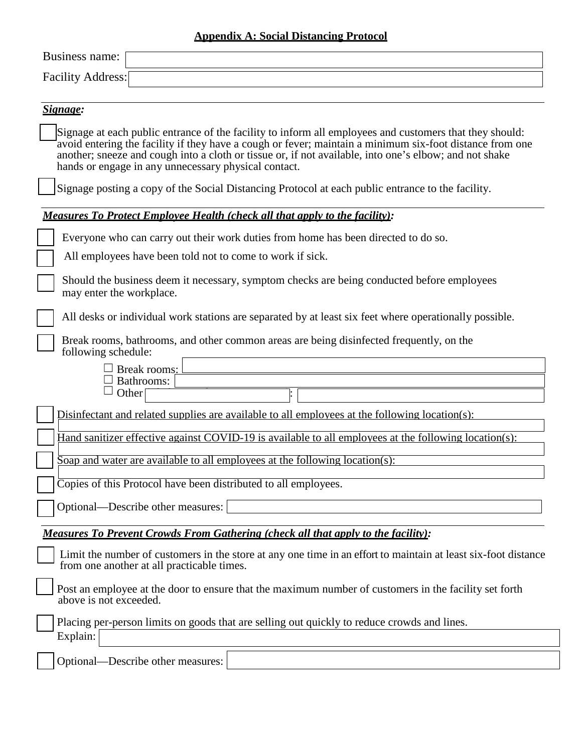## Appendix A: Social Distancing Protocol

Business name: \_\_\_\_\_\_\_\_\_\_\_\_\_\_\_\_\_\_\_\_

Facility Address: \_\_\_\_\_\_\_\_\_\_\_\_\_\_\_\_\_\_\_\_

***Signage:***

- ☐ Signage at each public entrance of the facility to inform all employees and customers that they should: avoid entering the facility if they have a cough or fever; maintain a minimum six-foot distance from one another; sneeze and cough into a cloth or tissue or, if not available, into one's elbow; and not shake hands or engage in any unnecessary physical contact.
- ☐ Signage posting a copy of the Social Distancing Protocol at each public entrance to the facility.

***Measures To Protect Employee Health (check all that apply to the facility):***

- ☐ Everyone who can carry out their work duties from home has been directed to do so.
- ☐ All employees have been told not to come to work if sick.
- ☐ Should the business deem it necessary, symptom checks are being conducted before employees may enter the workplace.
- ☐ All desks or individual work stations are separated by at least six feet where operationally possible.
- ☐ Break rooms, bathrooms, and other common areas are being disinfected frequently, on the following schedule:
  - ☐ Break rooms: \_\_\_\_\_\_\_\_\_\_
  - ☐ Bathrooms: \_\_\_\_\_\_\_\_\_\_
  - ☐ Other \_\_\_\_\_\_\_\_\_\_: \_\_\_\_\_\_\_\_\_\_
- ☐ Disinfectant and related supplies are available to all employees at the following location(s): \_\_\_\_\_\_\_\_\_\_
- ☐ Hand sanitizer effective against COVID-19 is available to all employees at the following location(s): \_\_\_\_\_\_\_\_\_\_
- ☐ Soap and water are available to all employees at the following location(s): \_\_\_\_\_\_\_\_\_\_
- ☐ Copies of this Protocol have been distributed to all employees.
- ☐ Optional—Describe other measures: \_\_\_\_\_\_\_\_\_\_

***Measures To Prevent Crowds From Gathering (check all that apply to the facility):***

- ☐ Limit the number of customers in the store at any one time in an effort to maintain at least six-foot distance from one another at all practicable times.
- ☐ Post an employee at the door to ensure that the maximum number of customers in the facility set forth above is not exceeded.
- ☐ Placing per-person limits on goods that are selling out quickly to reduce crowds and lines.
  Explain: \_\_\_\_\_\_\_\_\_\_
- ☐ Optional—Describe other measures: \_\_\_\_\_\_\_\_\_\_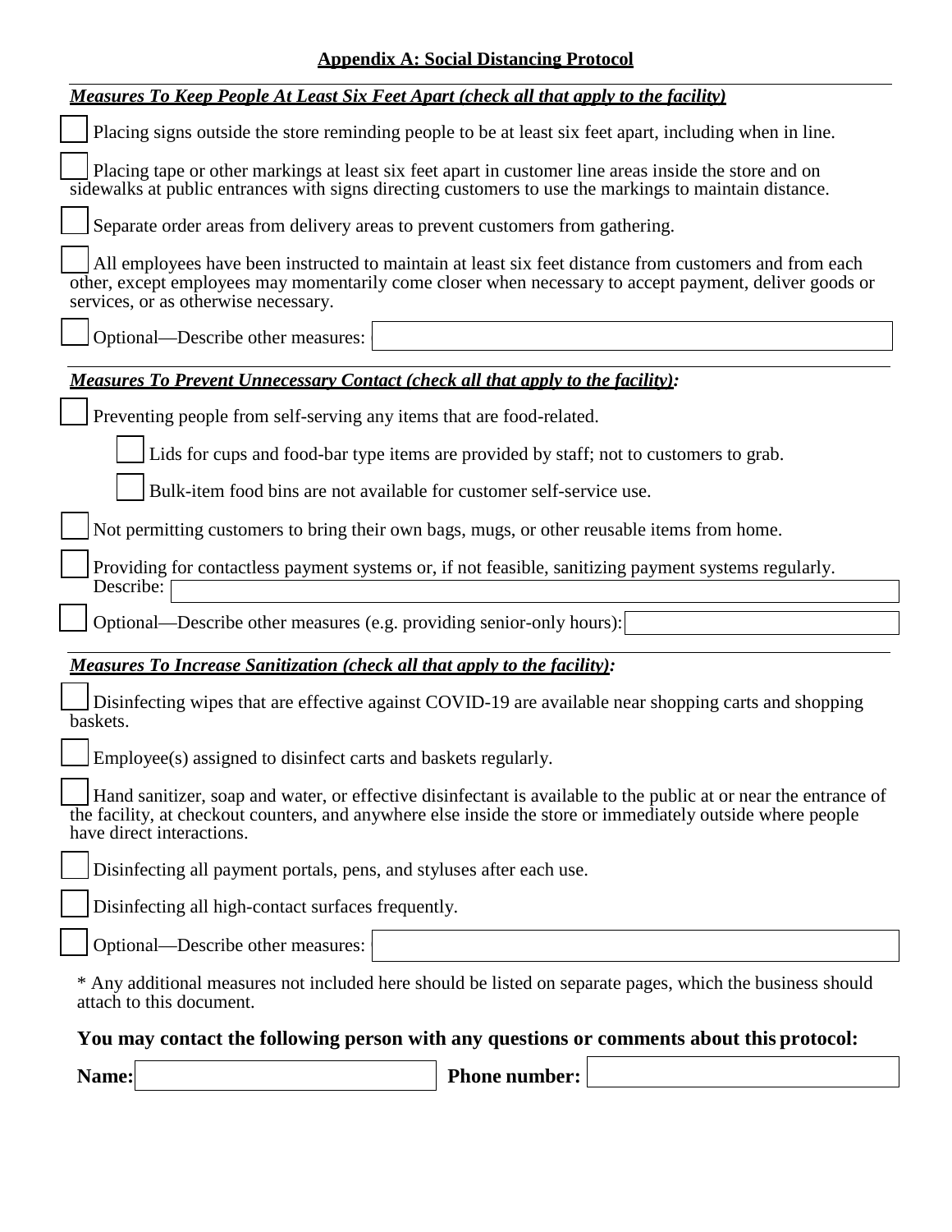## Appendix A: Social Distancing Protocol

***Measures To Keep People At Least Six Feet Apart (check all that apply to the facility)***

- [ ] Placing signs outside the store reminding people to be at least six feet apart, including when in line.
- [ ] Placing tape or other markings at least six feet apart in customer line areas inside the store and on sidewalks at public entrances with signs directing customers to use the markings to maintain distance.
- [ ] Separate order areas from delivery areas to prevent customers from gathering.
- [ ] All employees have been instructed to maintain at least six feet distance from customers and from each other, except employees may momentarily come closer when necessary to accept payment, deliver goods or services, or as otherwise necessary.
- [ ] Optional—Describe other measures: ______

***Measures To Prevent Unnecessary Contact (check all that apply to the facility):***

- [ ] Preventing people from self-serving any items that are food-related.
  - [ ] Lids for cups and food-bar type items are provided by staff; not to customers to grab.
  - [ ] Bulk-item food bins are not available for customer self-service use.
- [ ] Not permitting customers to bring their own bags, mugs, or other reusable items from home.
- [ ] Providing for contactless payment systems or, if not feasible, sanitizing payment systems regularly. Describe: ______
- [ ] Optional—Describe other measures (e.g. providing senior-only hours): ______

***Measures To Increase Sanitization (check all that apply to the facility):***

- [ ] Disinfecting wipes that are effective against COVID-19 are available near shopping carts and shopping baskets.
- [ ] Employee(s) assigned to disinfect carts and baskets regularly.
- [ ] Hand sanitizer, soap and water, or effective disinfectant is available to the public at or near the entrance of the facility, at checkout counters, and anywhere else inside the store or immediately outside where people have direct interactions.
- [ ] Disinfecting all payment portals, pens, and styluses after each use.
- [ ] Disinfecting all high-contact surfaces frequently.
- [ ] Optional—Describe other measures: ______

* Any additional measures not included here should be listed on separate pages, which the business should attach to this document.

**You may contact the following person with any questions or comments about this protocol:**

**Name:** ______ **Phone number:** ______